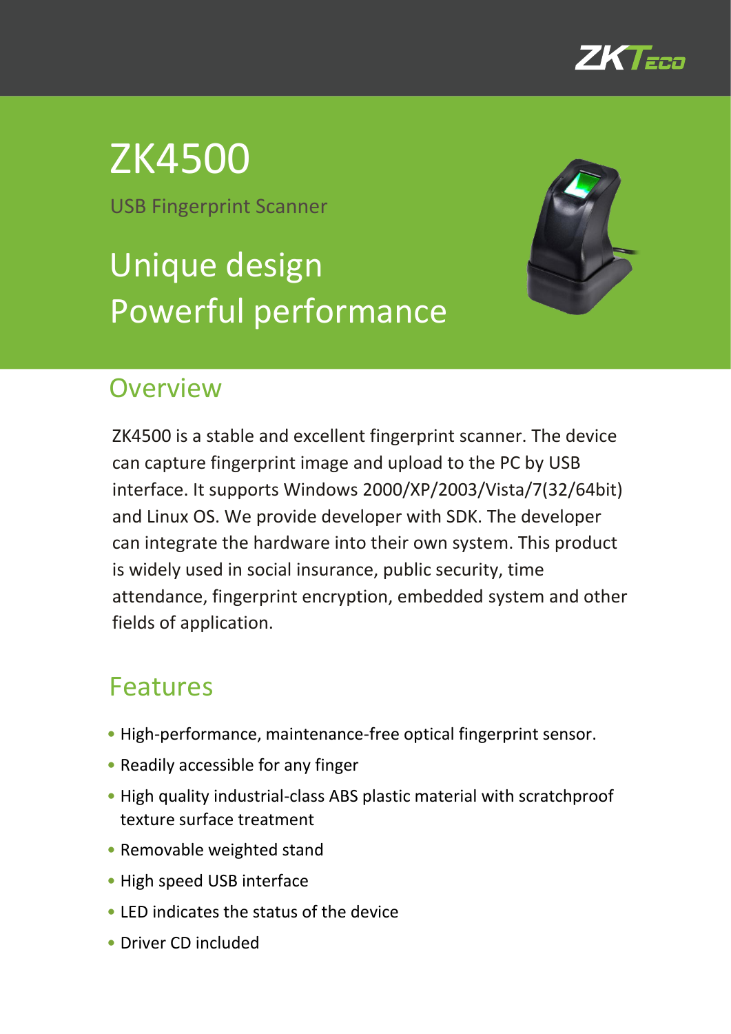# ZK4500

USB Fingerprint Scanner

Unique design
Powerful performance

## Overview

ZK4500 is a stable and excellent fingerprint scanner. The device can capture fingerprint image and upload to the PC by USB interface. It supports Windows 2000/XP/2003/Vista/7(32/64bit) and Linux OS. We provide developer with SDK. The developer can integrate the hardware into their own system. This product is widely used in social insurance, public security, time attendance, fingerprint encryption, embedded system and other fields of application.

## Features

- High-performance, maintenance-free optical fingerprint sensor.
- Readily accessible for any finger
- High quality industrial-class ABS plastic material with scratchproof texture surface treatment
- Removable weighted stand
- High speed USB interface
- LED indicates the status of the device
- Driver CD included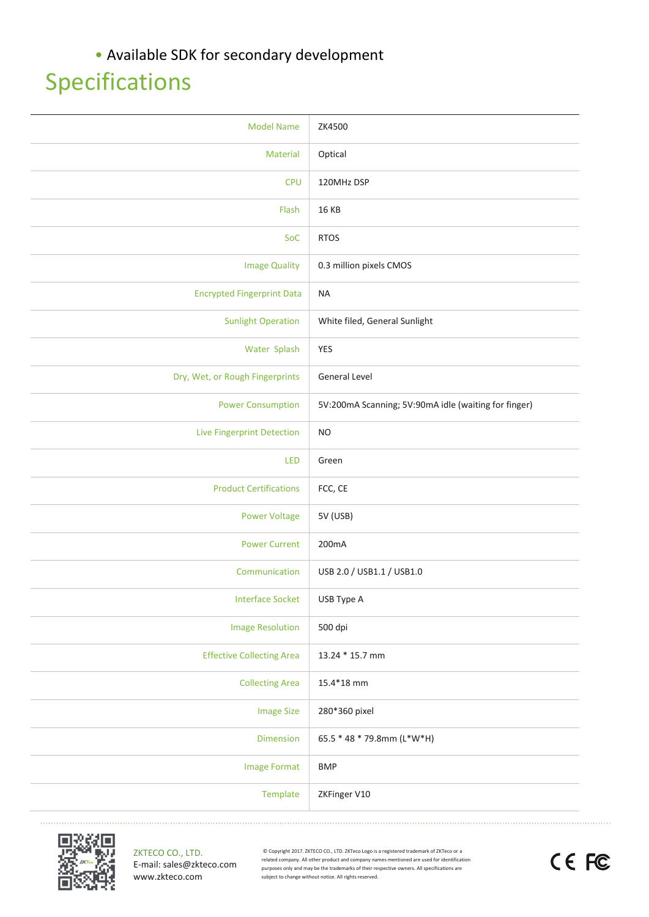- Available SDK for secondary development

# Specifications

| | |
|---|---|
| Model Name | ZK4500 |
| Material | Optical |
| CPU | 120MHz DSP |
| Flash | 16 KB |
| SoC | RTOS |
| Image Quality | 0.3 million pixels CMOS |
| Encrypted Fingerprint Data | NA |
| Sunlight Operation | White filed, General Sunlight |
| Water Splash | YES |
| Dry, Wet, or Rough Fingerprints | General Level |
| Power Consumption | 5V:200mA Scanning; 5V:90mA idle (waiting for finger) |
| Live Fingerprint Detection | NO |
| LED | Green |
| Product Certifications | FCC, CE |
| Power Voltage | 5V (USB) |
| Power Current | 200mA |
| Communication | USB 2.0 / USB1.1 / USB1.0 |
| Interface Socket | USB Type A |
| Image Resolution | 500 dpi |
| Effective Collecting Area | 13.24 * 15.7 mm |
| Collecting Area | 15.4*18 mm |
| Image Size | 280*360 pixel |
| Dimension | 65.5 * 48 * 79.8mm (L*W*H) |
| Image Format | BMP |
| Template | ZKFinger V10 |

ZKTECO CO., LTD.
E-mail: sales@zkteco.com
www.zkteco.com

© Copyright 2017. ZKTECO CO., LTD. ZKTeco Logo is a registered trademark of ZKTeco or a related company. All other product and company names mentioned are used for identification purposes only and may be the trademarks of their respective owners. All specifications are subject to change without notice. All rights reserved.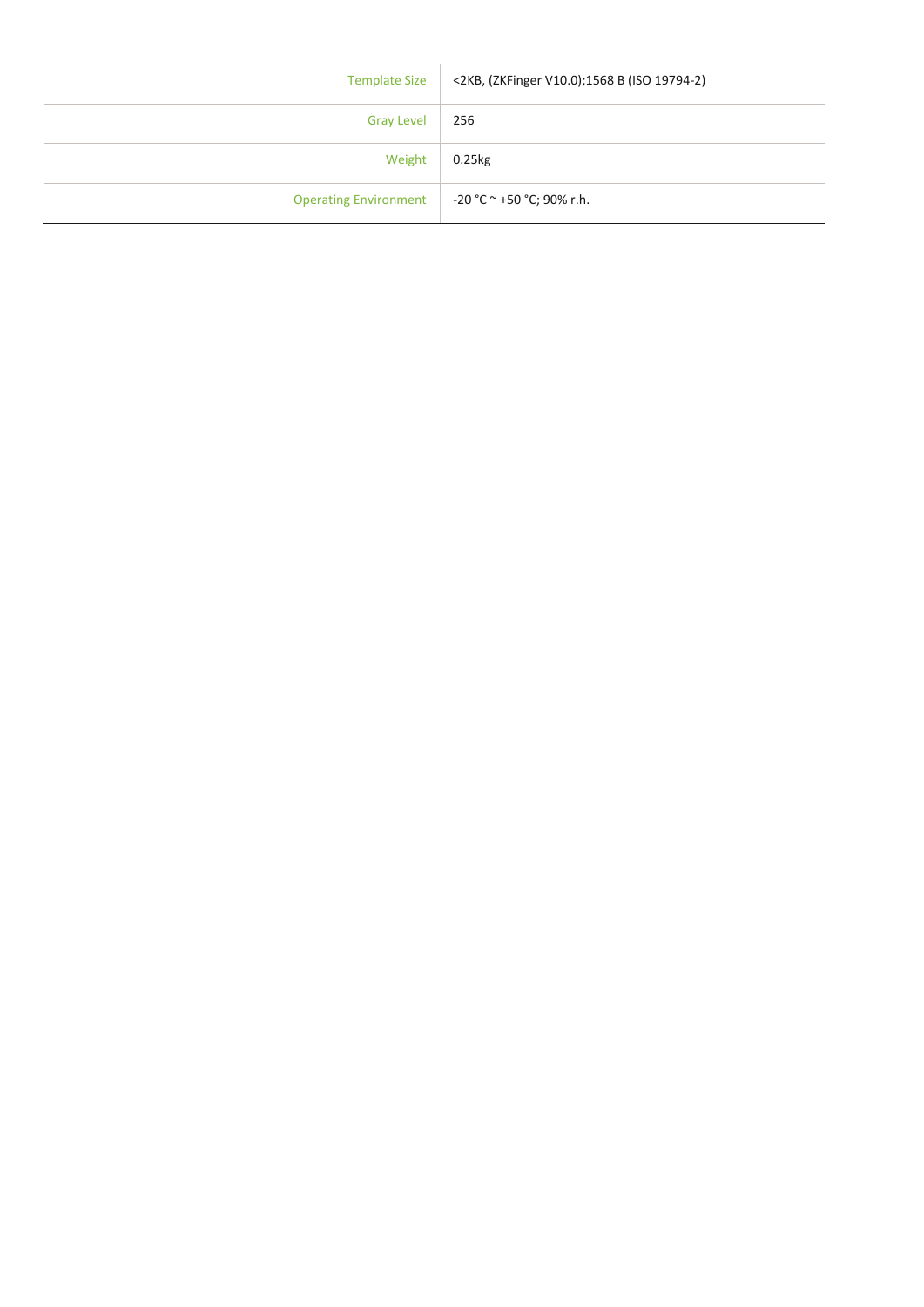| | |
|---|---|
| Template Size | <2KB, (ZKFinger V10.0);1568 B (ISO 19794-2) |
| Gray Level | 256 |
| Weight | 0.25kg |
| Operating Environment | -20 °C ~ +50 °C; 90% r.h. |